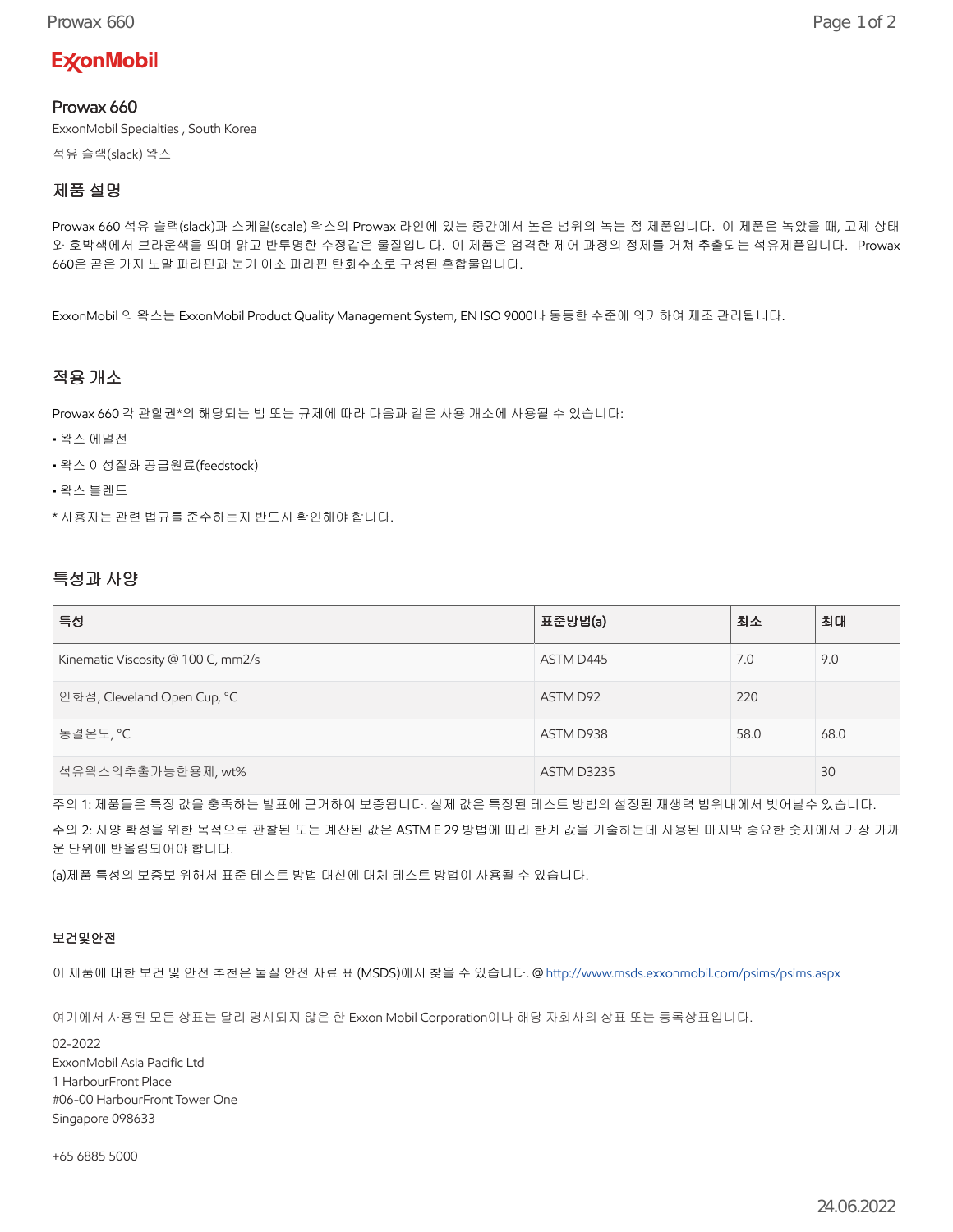ExxonMobil

# Prowax 660

ExxonMobil Specialties , South Korea

석유 슬랙(slack) 왁스

## 제품 설명

Prowax 660 석유 슬랙(slack)과 스케일(scale) 왁스의 Prowax 라인에 있는 중간에서 높은 범위의 녹는 점 제품입니다. 이 제품은 녹았을 때, 고체 상태와 호박색에서 브라운색을 띄며 맑고 반투명한 수정같은 물질입니다. 이 제품은 엄격한 제어 과정의 정제를 거쳐 추출되는 석유제품입니다. Prowax 660은 곧은 가지 노말 파라핀과 분기 이소 파라핀 탄화수소로 구성된 혼합물입니다.

ExxonMobil 의 왁스는 ExxonMobil Product Quality Management System, EN ISO 9000나 동등한 수준에 의거하여 제조 관리됩니다.

## 적용 개소

Prowax 660 각 관할권*의 해당되는 법 또는 규제에 따라 다음과 같은 사용 개소에 사용될 수 있습니다:

- 왁스 에멀전
- 왁스 이성질화 공급원료(feedstock)
- 왁스 블렌드

* 사용자는 관련 법규를 준수하는지 반드시 확인해야 합니다.

## 특성과 사양

| 특성 | 표준방법(a) | 최소 | 최대 |
|---|---|---|---|
| Kinematic Viscosity @ 100 C, mm2/s | ASTM D445 | 7.0 | 9.0 |
| 인화점, Cleveland Open Cup, °C | ASTM D92 | 220 | |
| 동결온도, °C | ASTM D938 | 58.0 | 68.0 |
| 석유왁스의추출가능한용제, wt% | ASTM D3235 | | 30 |

주의 1: 제품들은 특정 값을 충족하는 발표에 근거하여 보증됩니다. 실제 값은 특정된 테스트 방법의 설정된 재생력 범위내에서 벗어날수 있습니다.

주의 2: 사양 확정을 위한 목적으로 관찰된 또는 계산된 값은 ASTM E 29 방법에 따라 한계 값을 기술하는데 사용된 마지막 중요한 숫자에서 가장 가까운 단위에 반올림되어야 합니다.

(a)제품 특성의 보증보 위해서 표준 테스트 방법 대신에 대체 테스트 방법이 사용될 수 있습니다.

#### 보건및안전

이 제품에 대한 보건 및 안전 추천은 물질 안전 자료 표 (MSDS)에서 찾을 수 있습니다. @ http://www.msds.exxonmobil.com/psims/psims.aspx

여기에서 사용된 모든 상표는 달리 명시되지 않은 한 Exxon Mobil Corporation이나 해당 자회사의 상표 또는 등록상표입니다.

02-2022
ExxonMobil Asia Pacific Ltd
1 HarbourFront Place
#06-00 HarbourFront Tower One
Singapore 098633

+65 6885 5000

24.06.2022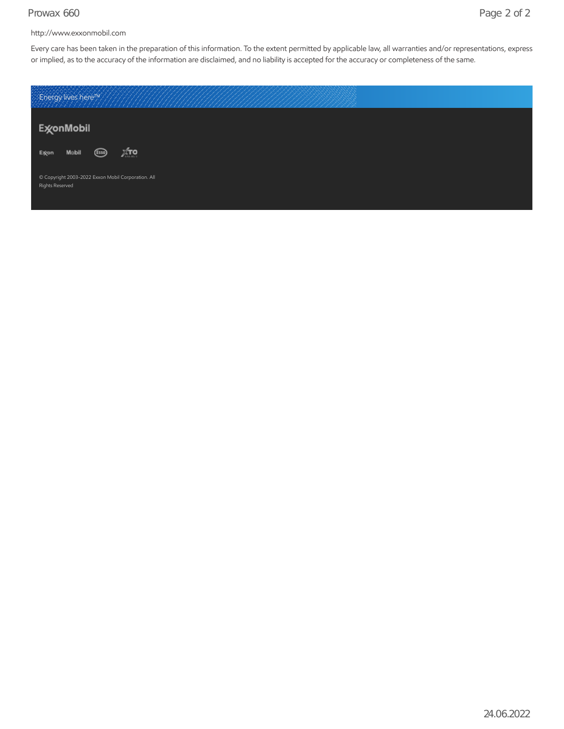http://www.exxonmobil.com

Every care has been taken in the preparation of this information. To the extent permitted by applicable law, all warranties and/or representations, express or implied, as to the accuracy of the information are disclaimed, and no liability is accepted for the accuracy or completeness of the same.

Energy lives here™

ExxonMobil

Exxon Mobil Esso XTO

© Copyright 2003-2022 Exxon Mobil Corporation. All Rights Reserved